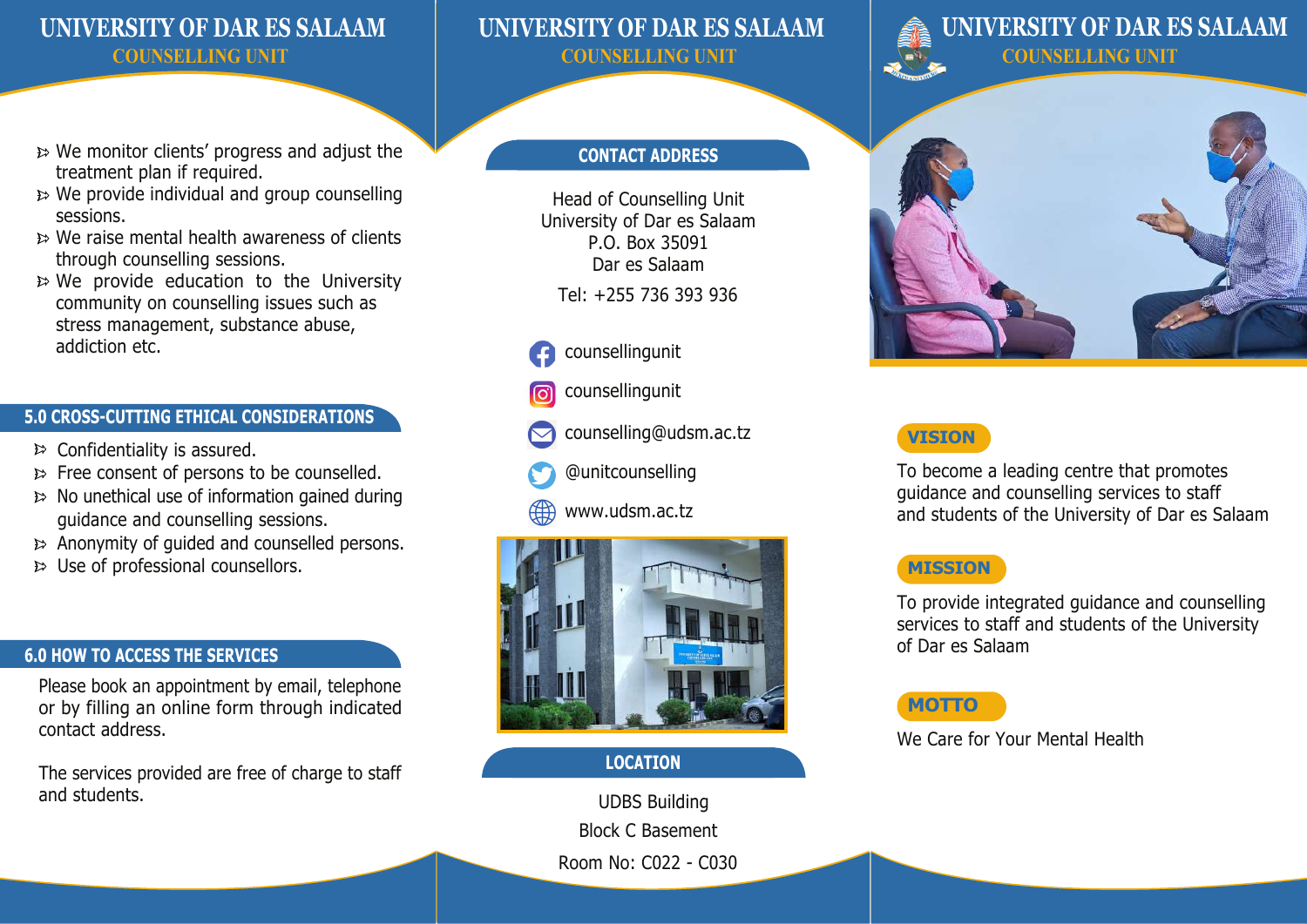# UNIVERSITY OF DAR ES SALAAM

## COUNSELLING UNIT

- We monitor clients' progress and adjust the treatment plan if required.
- We provide individual and group counselling sessions.
- We raise mental health awareness of clients through counselling sessions.
- We provide education to the University community on counselling issues such as stress management, substance abuse, addiction etc.

### 5.0 CROSS-CUTTING ETHICAL CONSIDERATIONS

- Confidentiality is assured.
- Free consent of persons to be counselled.
- No unethical use of information gained during guidance and counselling sessions.
- Anonymity of guided and counselled persons.
- Use of professional counsellors.

### 6.0 HOW TO ACCESS THE SERVICES

Please book an appointment by email, telephone or by filling an online form through indicated contact address.

The services provided are free of charge to staff and students.

# UNIVERSITY OF DAR ES SALAAM

## COUNSELLING UNIT

### CONTACT ADDRESS

Head of Counselling Unit
University of Dar es Salaam
P.O. Box 35091
Dar es Salaam

Tel: +255 736 393 936

counsellingunit

counsellingunit

counselling@udsm.ac.tz

@unitcounselling

www.udsm.ac.tz

### LOCATION

UDBS Building
Block C Basement
Room No: C022 - C030

# UNIVERSITY OF DAR ES SALAAM

## COUNSELLING UNIT

### VISION

To become a leading centre that promotes guidance and counselling services to staff and students of the University of Dar es Salaam

### MISSION

To provide integrated guidance and counselling services to staff and students of the University of Dar es Salaam

### MOTTO

We Care for Your Mental Health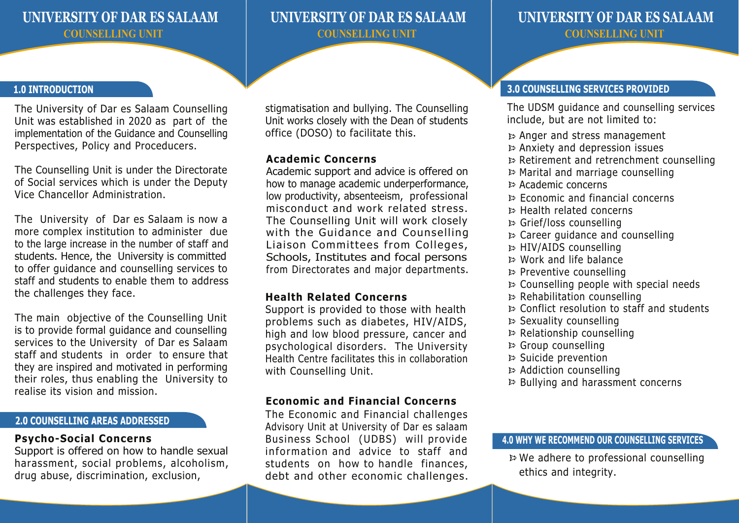## 1.0 INTRODUCTION

The University of Dar es Salaam Counselling Unit was established in 2020 as part of the implementation of the Guidance and Counselling Perspectives, Policy and Proceducers.

The Counselling Unit is under the Directorate of Social services which is under the Deputy Vice Chancellor Administration.

The University of Dar es Salaam is now a more complex institution to administer due to the large increase in the number of staff and students. Hence, the University is committed to offer guidance and counselling services to staff and students to enable them to address the challenges they face.

The main objective of the Counselling Unit is to provide formal guidance and counselling services to the University of Dar es Salaam staff and students in order to ensure that they are inspired and motivated in performing their roles, thus enabling the University to realise its vision and mission.

## 2.0 COUNSELLING AREAS ADDRESSED

**Psycho-Social Concerns**

Support is offered on how to handle sexual harassment, social problems, alcoholism, drug abuse, discrimination, exclusion, stigmatisation and bullying. The Counselling Unit works closely with the Dean of students office (DOSO) to facilitate this.

**Academic Concerns**

Academic support and advice is offered on how to manage academic underperformance, low productivity, absenteeism, professional misconduct and work related stress. The Counselling Unit will work closely with the Guidance and Counselling Liaison Committees from Colleges, Schools, Institutes and focal persons from Directorates and major departments.

**Health Related Concerns**

Support is provided to those with health problems such as diabetes, HIV/AIDS, high and low blood pressure, cancer and psychological disorders. The University Health Centre facilitates this in collaboration with Counselling Unit.

**Economic and Financial Concerns**

The Economic and Financial challenges Advisory Unit at University of Dar es salaam Business School (UDBS) will provide information and advice to staff and students on how to handle finances, debt and other economic challenges.

## 3.0 COUNSELLING SERVICES PROVIDED

The UDSM guidance and counselling services include, but are not limited to:

- Anger and stress management
- Anxiety and depression issues
- Retirement and retrenchment counselling
- Marital and marriage counselling
- Academic concerns
- Economic and financial concerns
- Health related concerns
- Grief/loss counselling
- Career guidance and counselling
- HIV/AIDS counselling
- Work and life balance
- Preventive counselling
- Counselling people with special needs
- Rehabilitation counselling
- Conflict resolution to staff and students
- Sexuality counselling
- Relationship counselling
- Group counselling
- Suicide prevention
- Addiction counselling
- Bullying and harassment concerns

## 4.0 WHY WE RECOMMEND OUR COUNSELLING SERVICES

- We adhere to professional counselling ethics and integrity.